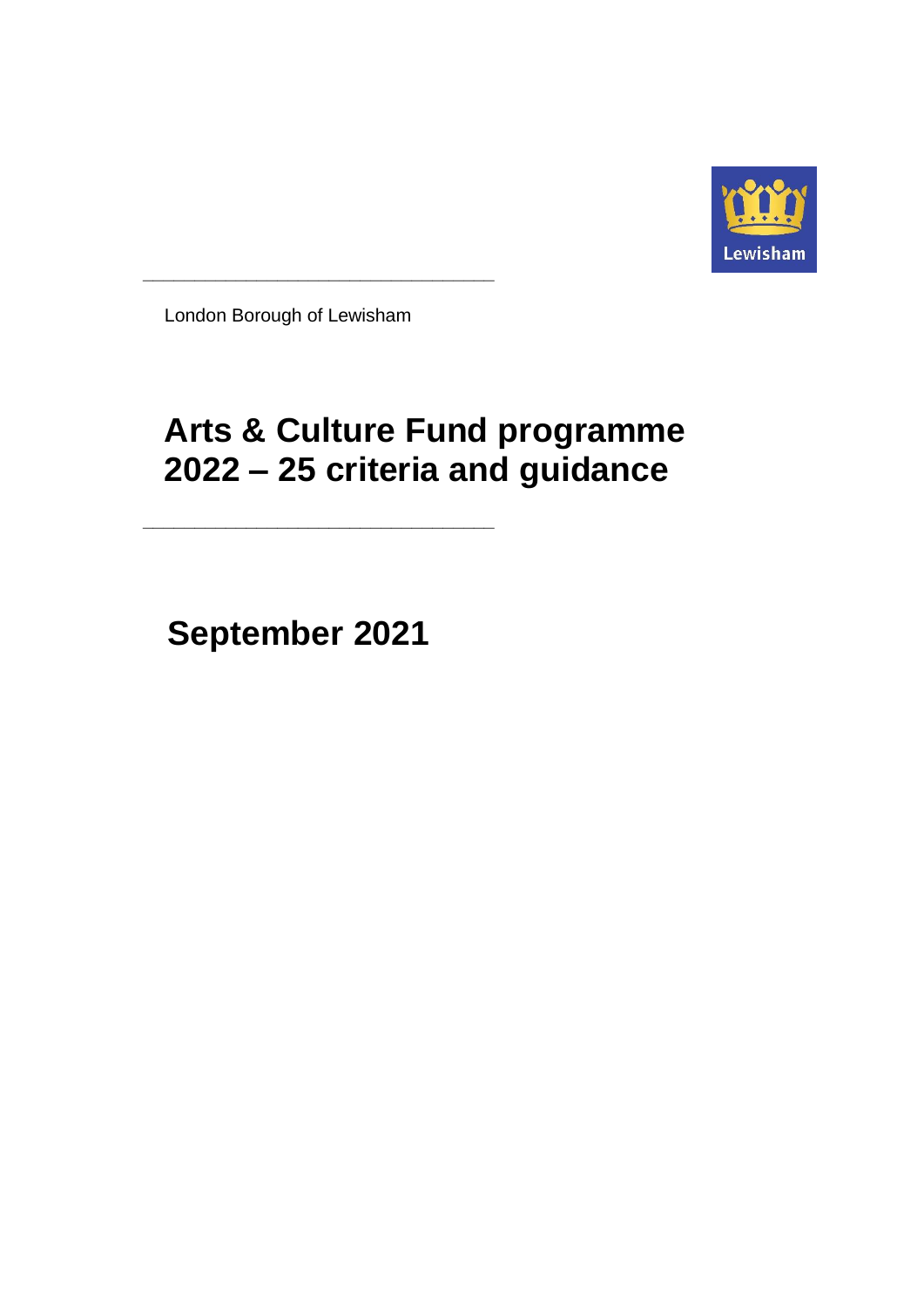London Borough of Lewisham

# Arts & Culture Fund programme 2022 – 25 criteria and guidance

**September 2021**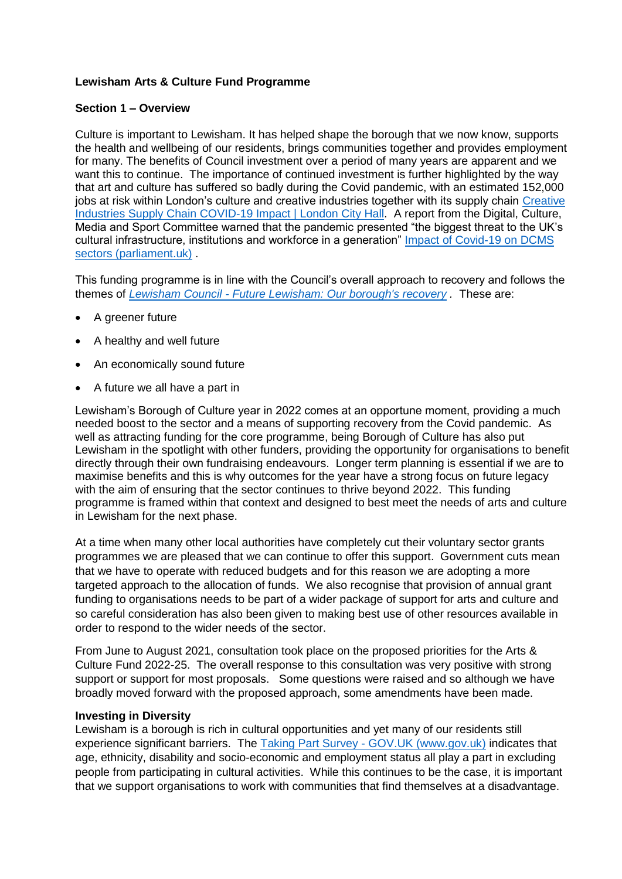**Lewisham Arts & Culture Fund Programme**

**Section 1 – Overview**

Culture is important to Lewisham. It has helped shape the borough that we now know, supports the health and wellbeing of our residents, brings communities together and provides employment for many. The benefits of Council investment over a period of many years are apparent and we want this to continue. The importance of continued investment is further highlighted by the way that art and culture has suffered so badly during the Covid pandemic, with an estimated 152,000 jobs at risk within London's culture and creative industries together with its supply chain Creative Industries Supply Chain COVID-19 Impact | London City Hall. A report from the Digital, Culture, Media and Sport Committee warned that the pandemic presented "the biggest threat to the UK's cultural infrastructure, institutions and workforce in a generation" Impact of Covid-19 on DCMS sectors (parliament.uk) .

This funding programme is in line with the Council's overall approach to recovery and follows the themes of *Lewisham Council - Future Lewisham: Our borough's recovery* . These are:

- A greener future
- A healthy and well future
- An economically sound future
- A future we all have a part in

Lewisham's Borough of Culture year in 2022 comes at an opportune moment, providing a much needed boost to the sector and a means of supporting recovery from the Covid pandemic. As well as attracting funding for the core programme, being Borough of Culture has also put Lewisham in the spotlight with other funders, providing the opportunity for organisations to benefit directly through their own fundraising endeavours. Longer term planning is essential if we are to maximise benefits and this is why outcomes for the year have a strong focus on future legacy with the aim of ensuring that the sector continues to thrive beyond 2022. This funding programme is framed within that context and designed to best meet the needs of arts and culture in Lewisham for the next phase.

At a time when many other local authorities have completely cut their voluntary sector grants programmes we are pleased that we can continue to offer this support. Government cuts mean that we have to operate with reduced budgets and for this reason we are adopting a more targeted approach to the allocation of funds. We also recognise that provision of annual grant funding to organisations needs to be part of a wider package of support for arts and culture and so careful consideration has also been given to making best use of other resources available in order to respond to the wider needs of the sector.

From June to August 2021, consultation took place on the proposed priorities for the Arts & Culture Fund 2022-25. The overall response to this consultation was very positive with strong support or support for most proposals. Some questions were raised and so although we have broadly moved forward with the proposed approach, some amendments have been made.

**Investing in Diversity**

Lewisham is a borough is rich in cultural opportunities and yet many of our residents still experience significant barriers. The Taking Part Survey - GOV.UK (www.gov.uk) indicates that age, ethnicity, disability and socio-economic and employment status all play a part in excluding people from participating in cultural activities. While this continues to be the case, it is important that we support organisations to work with communities that find themselves at a disadvantage.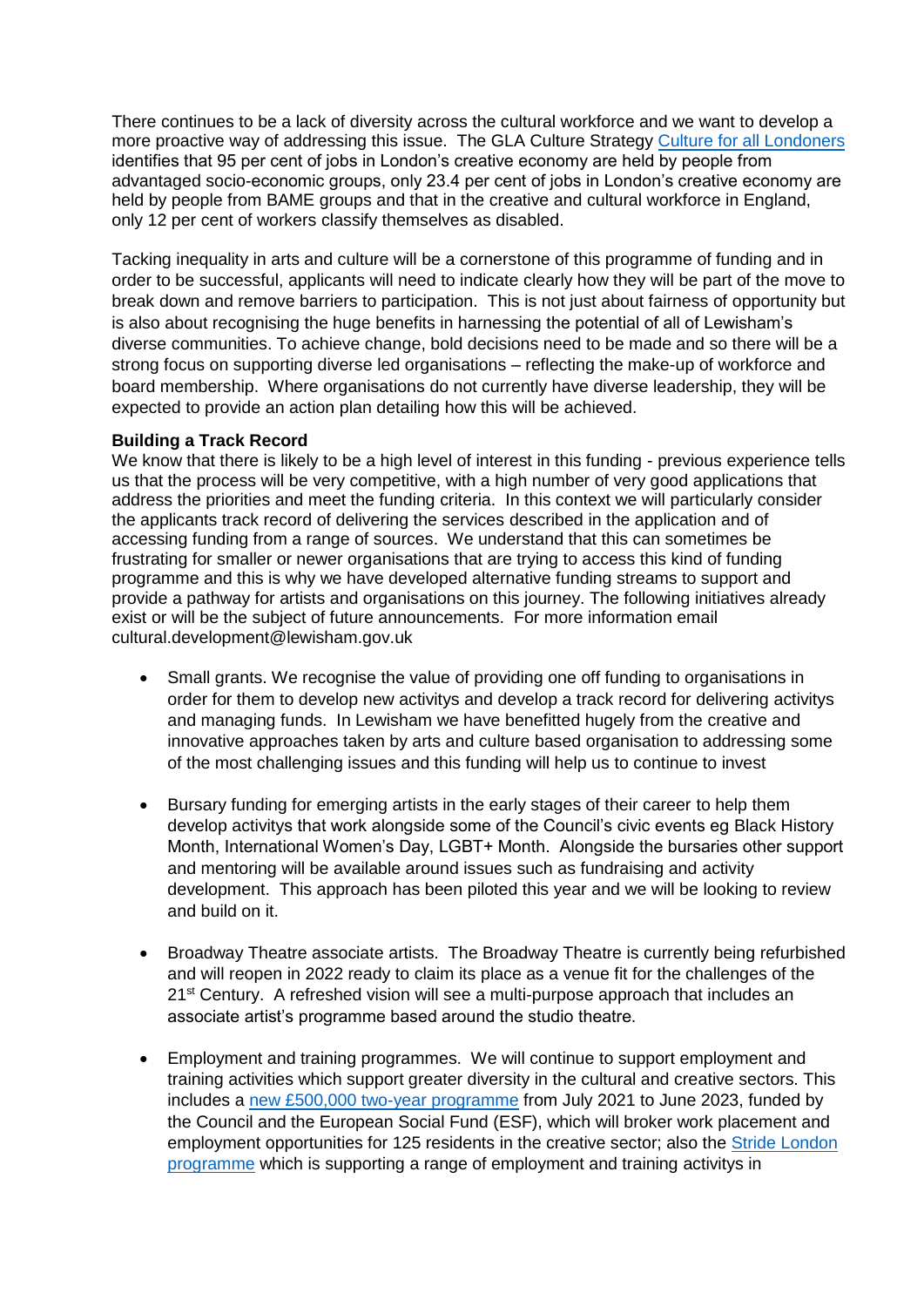There continues to be a lack of diversity across the cultural workforce and we want to develop a more proactive way of addressing this issue. The GLA Culture Strategy [Culture for all Londoners](#) identifies that 95 per cent of jobs in London's creative economy are held by people from advantaged socio-economic groups, only 23.4 per cent of jobs in London's creative economy are held by people from BAME groups and that in the creative and cultural workforce in England, only 12 per cent of workers classify themselves as disabled.

Tacking inequality in arts and culture will be a cornerstone of this programme of funding and in order to be successful, applicants will need to indicate clearly how they will be part of the move to break down and remove barriers to participation. This is not just about fairness of opportunity but is also about recognising the huge benefits in harnessing the potential of all of Lewisham's diverse communities. To achieve change, bold decisions need to be made and so there will be a strong focus on supporting diverse led organisations – reflecting the make-up of workforce and board membership. Where organisations do not currently have diverse leadership, they will be expected to provide an action plan detailing how this will be achieved.

**Building a Track Record**

We know that there is likely to be a high level of interest in this funding - previous experience tells us that the process will be very competitive, with a high number of very good applications that address the priorities and meet the funding criteria. In this context we will particularly consider the applicants track record of delivering the services described in the application and of accessing funding from a range of sources. We understand that this can sometimes be frustrating for smaller or newer organisations that are trying to access this kind of funding programme and this is why we have developed alternative funding streams to support and provide a pathway for artists and organisations on this journey. The following initiatives already exist or will be the subject of future announcements. For more information email cultural.development@lewisham.gov.uk

- Small grants. We recognise the value of providing one off funding to organisations in order for them to develop new activitys and develop a track record for delivering activitys and managing funds. In Lewisham we have benefitted hugely from the creative and innovative approaches taken by arts and culture based organisation to addressing some of the most challenging issues and this funding will help us to continue to invest

- Bursary funding for emerging artists in the early stages of their career to help them develop activitys that work alongside some of the Council's civic events eg Black History Month, International Women's Day, LGBT+ Month. Alongside the bursaries other support and mentoring will be available around issues such as fundraising and activity development. This approach has been piloted this year and we will be looking to review and build on it.

- Broadway Theatre associate artists. The Broadway Theatre is currently being refurbished and will reopen in 2022 ready to claim its place as a venue fit for the challenges of the 21st Century. A refreshed vision will see a multi-purpose approach that includes an associate artist's programme based around the studio theatre.

- Employment and training programmes. We will continue to support employment and training activities which support greater diversity in the cultural and creative sectors. This includes a [new £500,000 two-year programme](#) from July 2021 to June 2023, funded by the Council and the European Social Fund (ESF), which will broker work placement and employment opportunities for 125 residents in the creative sector; also the [Stride London programme](#) which is supporting a range of employment and training activitys in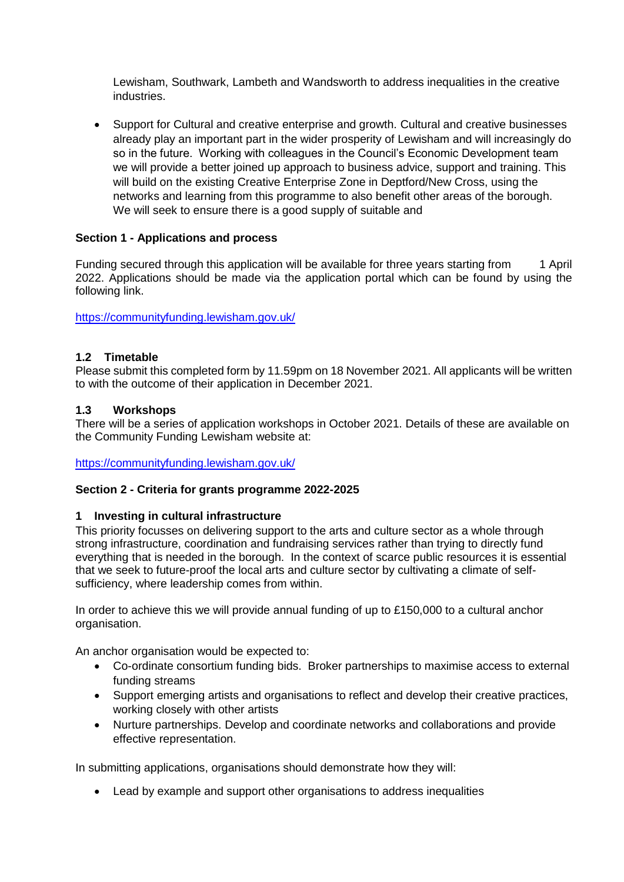Lewisham, Southwark, Lambeth and Wandsworth to address inequalities in the creative industries.

- Support for Cultural and creative enterprise and growth. Cultural and creative businesses already play an important part in the wider prosperity of Lewisham and will increasingly do so in the future. Working with colleagues in the Council's Economic Development team we will provide a better joined up approach to business advice, support and training. This will build on the existing Creative Enterprise Zone in Deptford/New Cross, using the networks and learning from this programme to also benefit other areas of the borough. We will seek to ensure there is a good supply of suitable and

## Section 1 - Applications and process

Funding secured through this application will be available for three years starting from 1 April 2022. Applications should be made via the application portal which can be found by using the following link.

https://communityfunding.lewisham.gov.uk/

### 1.2 Timetable

Please submit this completed form by 11.59pm on 18 November 2021. All applicants will be written to with the outcome of their application in December 2021.

### 1.3 Workshops

There will be a series of application workshops in October 2021. Details of these are available on the Community Funding Lewisham website at:

https://communityfunding.lewisham.gov.uk/

## Section 2 - Criteria for grants programme 2022-2025

### 1 Investing in cultural infrastructure

This priority focusses on delivering support to the arts and culture sector as a whole through strong infrastructure, coordination and fundraising services rather than trying to directly fund everything that is needed in the borough. In the context of scarce public resources it is essential that we seek to future-proof the local arts and culture sector by cultivating a climate of self-sufficiency, where leadership comes from within.

In order to achieve this we will provide annual funding of up to £150,000 to a cultural anchor organisation.

An anchor organisation would be expected to:

- Co-ordinate consortium funding bids. Broker partnerships to maximise access to external funding streams
- Support emerging artists and organisations to reflect and develop their creative practices, working closely with other artists
- Nurture partnerships. Develop and coordinate networks and collaborations and provide effective representation.

In submitting applications, organisations should demonstrate how they will:

- Lead by example and support other organisations to address inequalities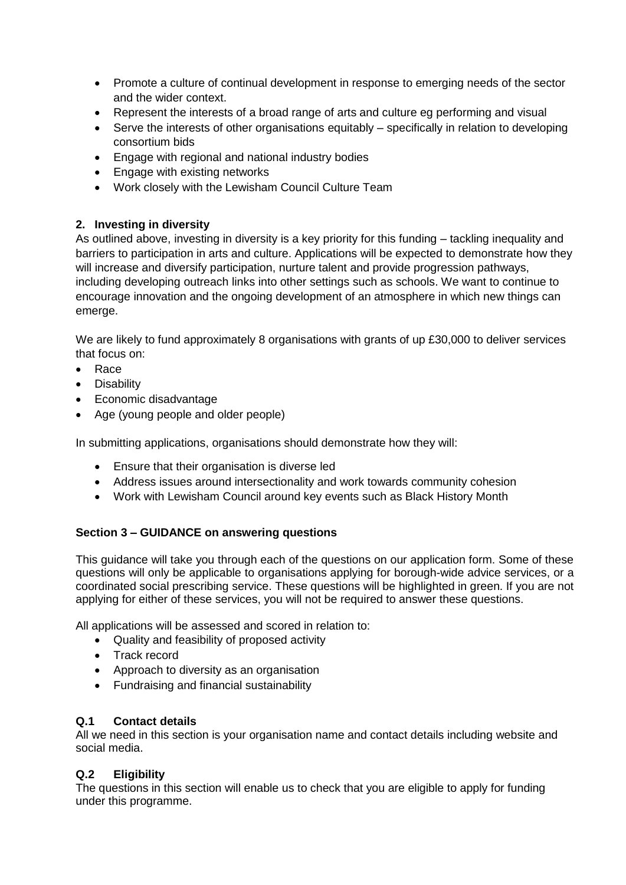- Promote a culture of continual development in response to emerging needs of the sector and the wider context.
- Represent the interests of a broad range of arts and culture eg performing and visual
- Serve the interests of other organisations equitably – specifically in relation to developing consortium bids
- Engage with regional and national industry bodies
- Engage with existing networks
- Work closely with the Lewisham Council Culture Team

**2. Investing in diversity**

As outlined above, investing in diversity is a key priority for this funding – tackling inequality and barriers to participation in arts and culture. Applications will be expected to demonstrate how they will increase and diversify participation, nurture talent and provide progression pathways, including developing outreach links into other settings such as schools. We want to continue to encourage innovation and the ongoing development of an atmosphere in which new things can emerge.

We are likely to fund approximately 8 organisations with grants of up £30,000 to deliver services that focus on:

- Race
- Disability
- Economic disadvantage
- Age (young people and older people)

In submitting applications, organisations should demonstrate how they will:

- Ensure that their organisation is diverse led
- Address issues around intersectionality and work towards community cohesion
- Work with Lewisham Council around key events such as Black History Month

## Section 3 – GUIDANCE on answering questions

This guidance will take you through each of the questions on our application form. Some of these questions will only be applicable to organisations applying for borough-wide advice services, or a coordinated social prescribing service. These questions will be highlighted in green. If you are not applying for either of these services, you will not be required to answer these questions.

All applications will be assessed and scored in relation to:

- Quality and feasibility of proposed activity
- Track record
- Approach to diversity as an organisation
- Fundraising and financial sustainability

### Q.1 Contact details

All we need in this section is your organisation name and contact details including website and social media.

### Q.2 Eligibility

The questions in this section will enable us to check that you are eligible to apply for funding under this programme.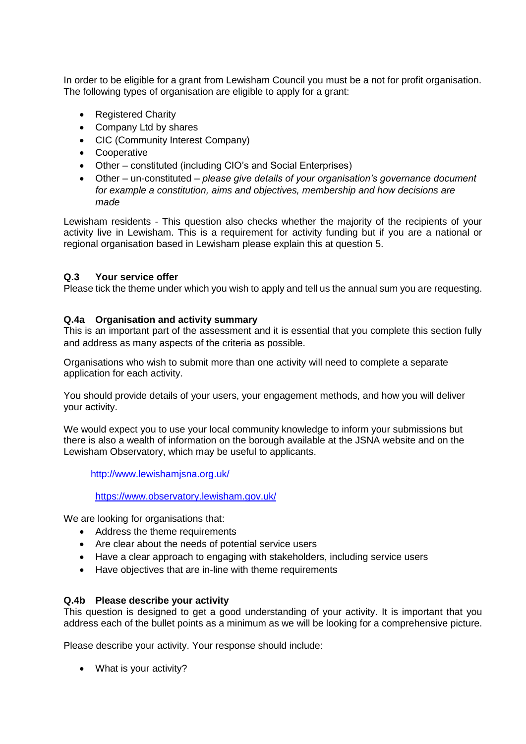In order to be eligible for a grant from Lewisham Council you must be a not for profit organisation. The following types of organisation are eligible to apply for a grant:

- Registered Charity
- Company Ltd by shares
- CIC (Community Interest Company)
- Cooperative
- Other – constituted (including CIO's and Social Enterprises)
- Other – un-constituted – *please give details of your organisation's governance document for example a constitution, aims and objectives, membership and how decisions are made*

Lewisham residents - This question also checks whether the majority of the recipients of your activity live in Lewisham. This is a requirement for activity funding but if you are a national or regional organisation based in Lewisham please explain this at question 5.

### Q.3 Your service offer

Please tick the theme under which you wish to apply and tell us the annual sum you are requesting.

### Q.4a Organisation and activity summary

This is an important part of the assessment and it is essential that you complete this section fully and address as many aspects of the criteria as possible.

Organisations who wish to submit more than one activity will need to complete a separate application for each activity.

You should provide details of your users, your engagement methods, and how you will deliver your activity.

We would expect you to use your local community knowledge to inform your submissions but there is also a wealth of information on the borough available at the JSNA website and on the Lewisham Observatory, which may be useful to applicants.

http://www.lewishamjsna.org.uk/

https://www.observatory.lewisham.gov.uk/

We are looking for organisations that:

- Address the theme requirements
- Are clear about the needs of potential service users
- Have a clear approach to engaging with stakeholders, including service users
- Have objectives that are in-line with theme requirements

### Q.4b Please describe your activity

This question is designed to get a good understanding of your activity. It is important that you address each of the bullet points as a minimum as we will be looking for a comprehensive picture.

Please describe your activity. Your response should include:

- What is your activity?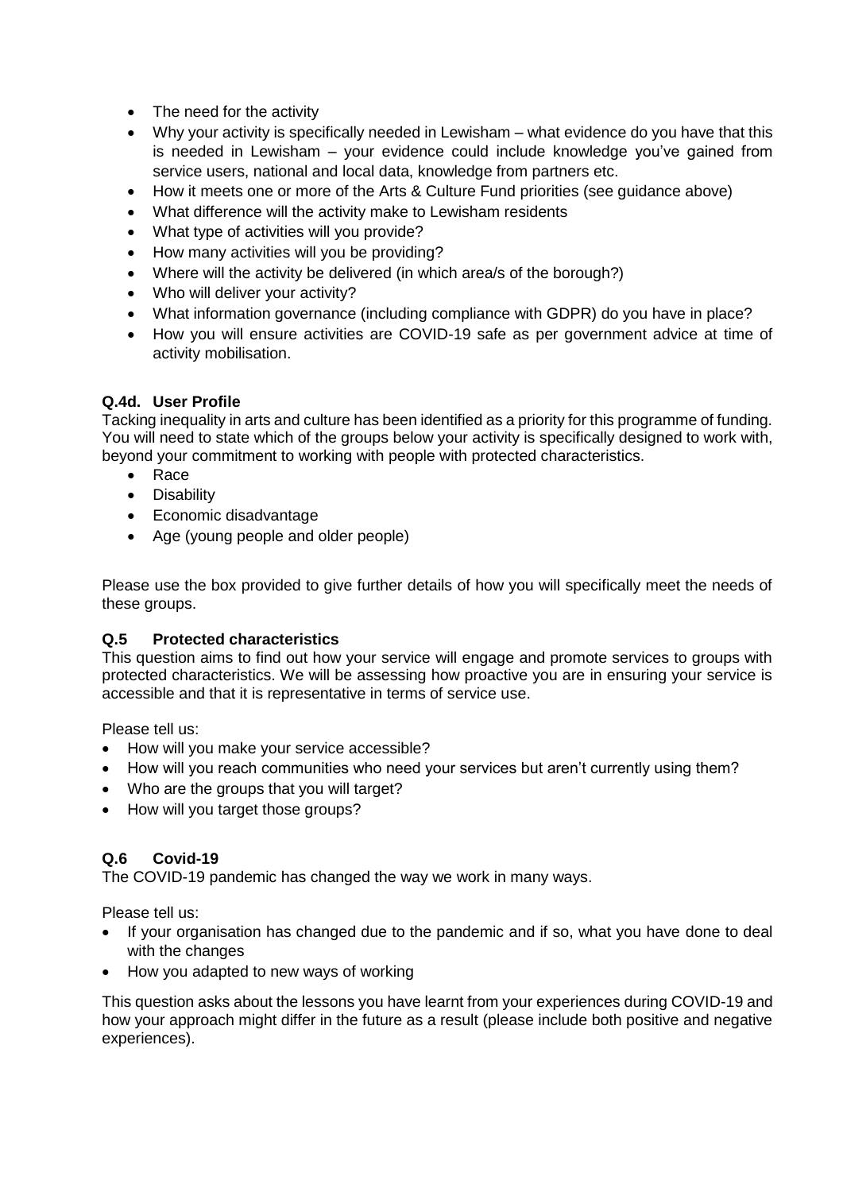- The need for the activity
- Why your activity is specifically needed in Lewisham – what evidence do you have that this is needed in Lewisham – your evidence could include knowledge you've gained from service users, national and local data, knowledge from partners etc.
- How it meets one or more of the Arts & Culture Fund priorities (see guidance above)
- What difference will the activity make to Lewisham residents
- What type of activities will you provide?
- How many activities will you be providing?
- Where will the activity be delivered (in which area/s of the borough?)
- Who will deliver your activity?
- What information governance (including compliance with GDPR) do you have in place?
- How you will ensure activities are COVID-19 safe as per government advice at time of activity mobilisation.

### Q.4d. User Profile

Tacking inequality in arts and culture has been identified as a priority for this programme of funding. You will need to state which of the groups below your activity is specifically designed to work with, beyond your commitment to working with people with protected characteristics.

- Race
- Disability
- Economic disadvantage
- Age (young people and older people)

Please use the box provided to give further details of how you will specifically meet the needs of these groups.

### Q.5 Protected characteristics

This question aims to find out how your service will engage and promote services to groups with protected characteristics. We will be assessing how proactive you are in ensuring your service is accessible and that it is representative in terms of service use.

Please tell us:

- How will you make your service accessible?
- How will you reach communities who need your services but aren't currently using them?
- Who are the groups that you will target?
- How will you target those groups?

### Q.6 Covid-19

The COVID-19 pandemic has changed the way we work in many ways.

Please tell us:

- If your organisation has changed due to the pandemic and if so, what you have done to deal with the changes
- How you adapted to new ways of working

This question asks about the lessons you have learnt from your experiences during COVID-19 and how your approach might differ in the future as a result (please include both positive and negative experiences).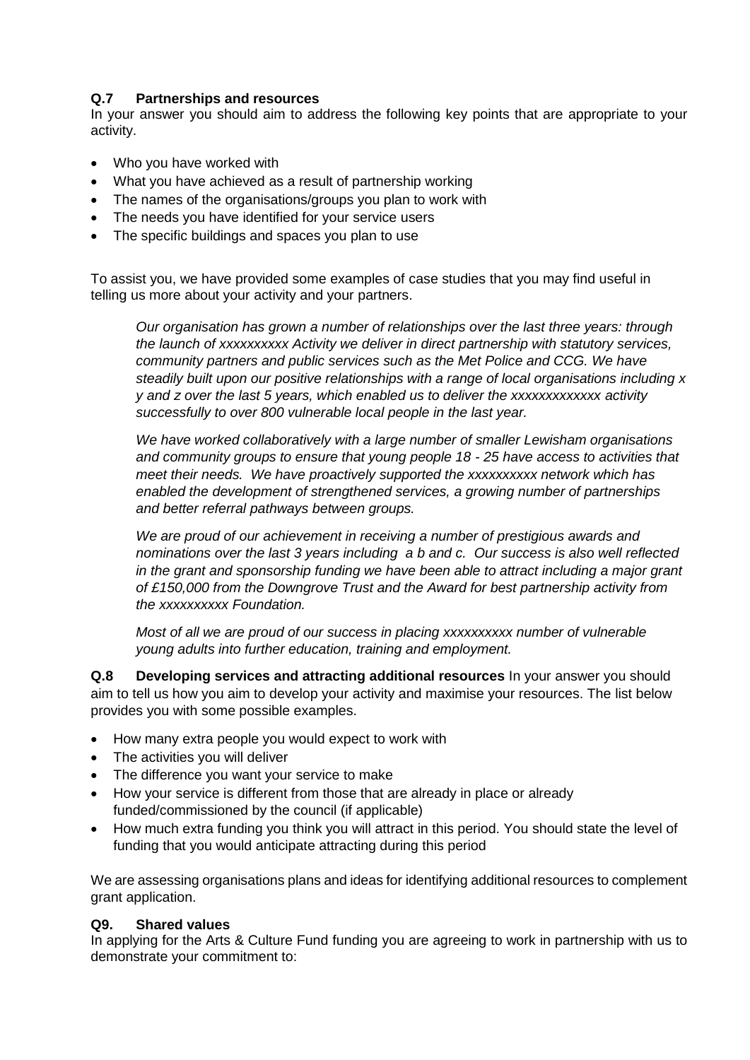**Q.7 Partnerships and resources**

In your answer you should aim to address the following key points that are appropriate to your activity.

- Who you have worked with
- What you have achieved as a result of partnership working
- The names of the organisations/groups you plan to work with
- The needs you have identified for your service users
- The specific buildings and spaces you plan to use

To assist you, we have provided some examples of case studies that you may find useful in telling us more about your activity and your partners.

> *Our organisation has grown a number of relationships over the last three years: through the launch of xxxxxxxxxx Activity we deliver in direct partnership with statutory services, community partners and public services such as the Met Police and CCG. We have steadily built upon our positive relationships with a range of local organisations including x y and z over the last 5 years, which enabled us to deliver the xxxxxxxxxxxxx activity successfully to over 800 vulnerable local people in the last year.*
>
> *We have worked collaboratively with a large number of smaller Lewisham organisations and community groups to ensure that young people 18 - 25 have access to activities that meet their needs. We have proactively supported the xxxxxxxxxx network which has enabled the development of strengthened services, a growing number of partnerships and better referral pathways between groups.*
>
> *We are proud of our achievement in receiving a number of prestigious awards and nominations over the last 3 years including a b and c. Our success is also well reflected in the grant and sponsorship funding we have been able to attract including a major grant of £150,000 from the Downgrove Trust and the Award for best partnership activity from the xxxxxxxxxx Foundation.*
>
> *Most of all we are proud of our success in placing xxxxxxxxxx number of vulnerable young adults into further education, training and employment.*

**Q.8 Developing services and attracting additional resources** In your answer you should aim to tell us how you aim to develop your activity and maximise your resources. The list below provides you with some possible examples.

- How many extra people you would expect to work with
- The activities you will deliver
- The difference you want your service to make
- How your service is different from those that are already in place or already funded/commissioned by the council (if applicable)
- How much extra funding you think you will attract in this period. You should state the level of funding that you would anticipate attracting during this period

We are assessing organisations plans and ideas for identifying additional resources to complement grant application.

**Q9. Shared values**

In applying for the Arts & Culture Fund funding you are agreeing to work in partnership with us to demonstrate your commitment to: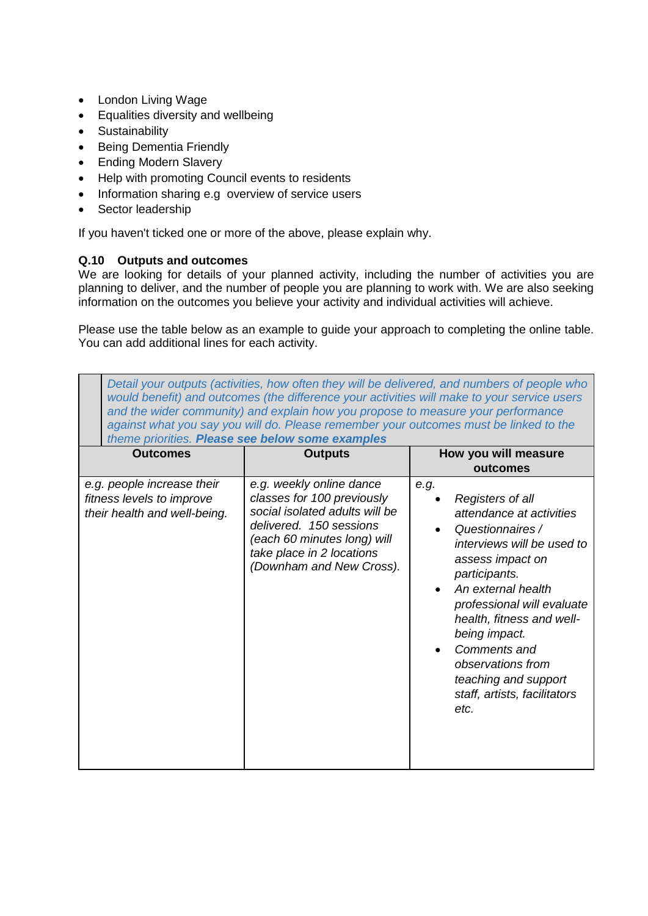- London Living Wage
- Equalities diversity and wellbeing
- Sustainability
- Being Dementia Friendly
- Ending Modern Slavery
- Help with promoting Council events to residents
- Information sharing e.g  overview of service users
- Sector leadership

If you haven't ticked one or more of the above, please explain why.

### Q.10 Outputs and outcomes

We are looking for details of your planned activity, including the number of activities you are planning to deliver, and the number of people you are planning to work with. We are also seeking information on the outcomes you believe your activity and individual activities will achieve.

Please use the table below as an example to guide your approach to completing the online table. You can add additional lines for each activity.

| *Detail your outputs (activities, how often they will be delivered, and numbers of people who would benefit) and outcomes (the difference your activities will make to your service users and the wider community) and explain how you propose to measure your performance against what you say you will do. Please remember your outcomes must be linked to the theme priorities.* ***Please see below some examples*** | | |
|---|---|---|
| **Outcomes** | **Outputs** | **How you will measure outcomes** |
| *e.g. people increase their fitness levels to improve their health and well-being.* | *e.g. weekly online dance classes for 100 previously social isolated adults will be delivered. 150 sessions (each 60 minutes long) will take place in 2 locations (Downham and New Cross).* | *e.g.*<br>• *Registers of all attendance at activities*<br>• *Questionnaires / interviews will be used to assess impact on participants.*<br>• *An external health professional will evaluate health, fitness and well-being impact.*<br>• *Comments and observations from teaching and support staff, artists, facilitators etc.* |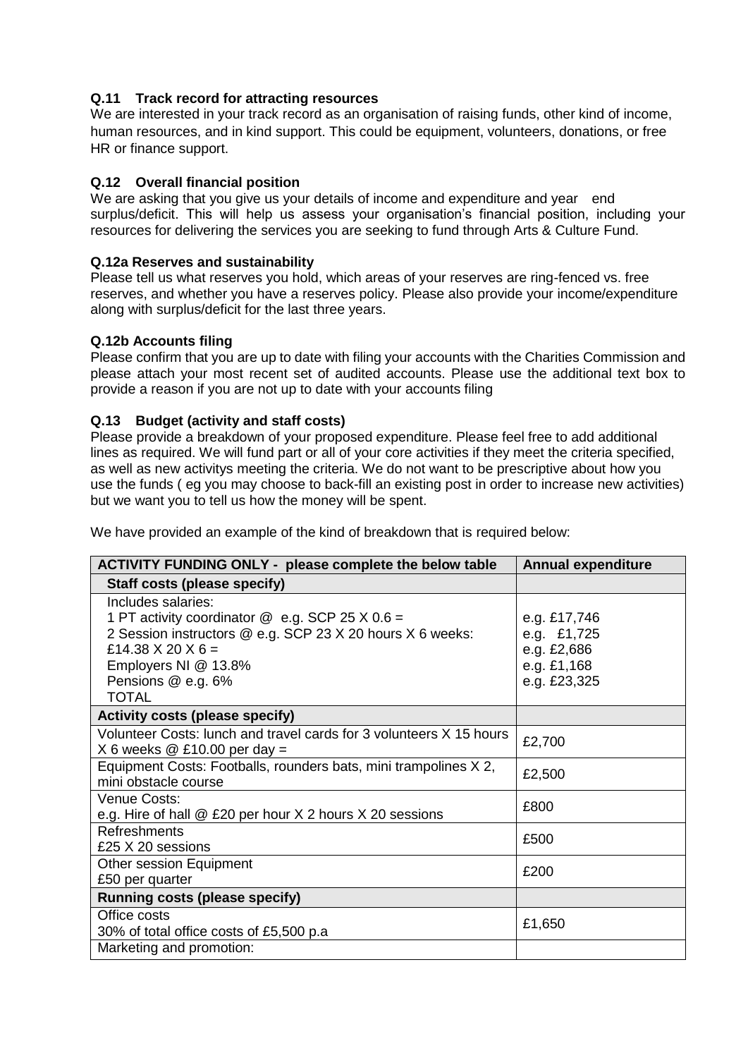### Q.11 Track record for attracting resources

We are interested in your track record as an organisation of raising funds, other kind of income, human resources, and in kind support. This could be equipment, volunteers, donations, or free HR or finance support.

### Q.12 Overall financial position

We are asking that you give us your details of income and expenditure and year end surplus/deficit. This will help us assess your organisation's financial position, including your resources for delivering the services you are seeking to fund through Arts & Culture Fund.

### Q.12a Reserves and sustainability

Please tell us what reserves you hold, which areas of your reserves are ring-fenced vs. free reserves, and whether you have a reserves policy. Please also provide your income/expenditure along with surplus/deficit for the last three years.

### Q.12b Accounts filing

Please confirm that you are up to date with filing your accounts with the Charities Commission and please attach your most recent set of audited accounts. Please use the additional text box to provide a reason if you are not up to date with your accounts filing

### Q.13 Budget (activity and staff costs)

Please provide a breakdown of your proposed expenditure. Please feel free to add additional lines as required. We will fund part or all of your core activities if they meet the criteria specified, as well as new activitys meeting the criteria. We do not want to be prescriptive about how you use the funds ( eg you may choose to back-fill an existing post in order to increase new activities) but we want you to tell us how the money will be spent.

We have provided an example of the kind of breakdown that is required below:

| ACTIVITY FUNDING ONLY - please complete the below table | Annual expenditure |
|---|---|
| **Staff costs (please specify)** | |
| Includes salaries:<br>1 PT activity coordinator @ e.g. SCP 25 X 0.6 =<br>2 Session instructors @ e.g. SCP 23 X 20 hours X 6 weeks: £14.38 X 20 X 6 =<br>Employers NI @ 13.8%<br>Pensions @ e.g. 6%<br>TOTAL | <br>e.g. £17,746<br>e.g. £1,725<br>e.g. £2,686<br>e.g. £1,168<br>e.g. £23,325 |
| **Activity costs (please specify)** | |
| Volunteer Costs: lunch and travel cards for 3 volunteers X 15 hours X 6 weeks @ £10.00 per day = | £2,700 |
| Equipment Costs: Footballs, rounders bats, mini trampolines X 2, mini obstacle course | £2,500 |
| Venue Costs:<br>e.g. Hire of hall @ £20 per hour X 2 hours X 20 sessions | £800 |
| Refreshments<br>£25 X 20 sessions | £500 |
| Other session Equipment<br>£50 per quarter | £200 |
| **Running costs (please specify)** | |
| Office costs<br>30% of total office costs of £5,500 p.a | £1,650 |
| Marketing and promotion: | |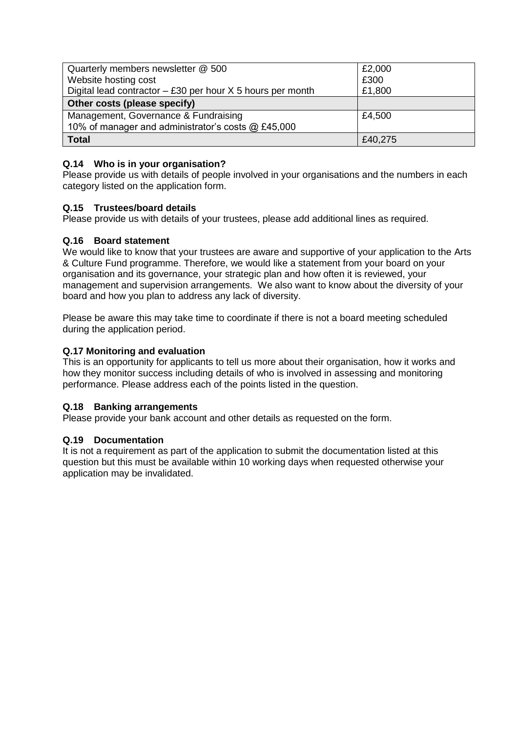| | |
|---|---|
| Quarterly members newsletter @ 500<br>Website hosting cost<br>Digital lead contractor – £30 per hour X 5 hours per month | £2,000<br>£300<br>£1,800 |
| **Other costs (please specify)** | |
| Management, Governance & Fundraising<br>10% of manager and administrator's costs @ £45,000 | £4,500 |
| **Total** | £40,275 |

### Q.14 Who is in your organisation?

Please provide us with details of people involved in your organisations and the numbers in each category listed on the application form.

### Q.15 Trustees/board details

Please provide us with details of your trustees, please add additional lines as required.

### Q.16 Board statement

We would like to know that your trustees are aware and supportive of your application to the Arts & Culture Fund programme. Therefore, we would like a statement from your board on your organisation and its governance, your strategic plan and how often it is reviewed, your management and supervision arrangements. We also want to know about the diversity of your board and how you plan to address any lack of diversity.

Please be aware this may take time to coordinate if there is not a board meeting scheduled during the application period.

### Q.17 Monitoring and evaluation

This is an opportunity for applicants to tell us more about their organisation, how it works and how they monitor success including details of who is involved in assessing and monitoring performance. Please address each of the points listed in the question.

### Q.18 Banking arrangements

Please provide your bank account and other details as requested on the form.

### Q.19 Documentation

It is not a requirement as part of the application to submit the documentation listed at this question but this must be available within 10 working days when requested otherwise your application may be invalidated.